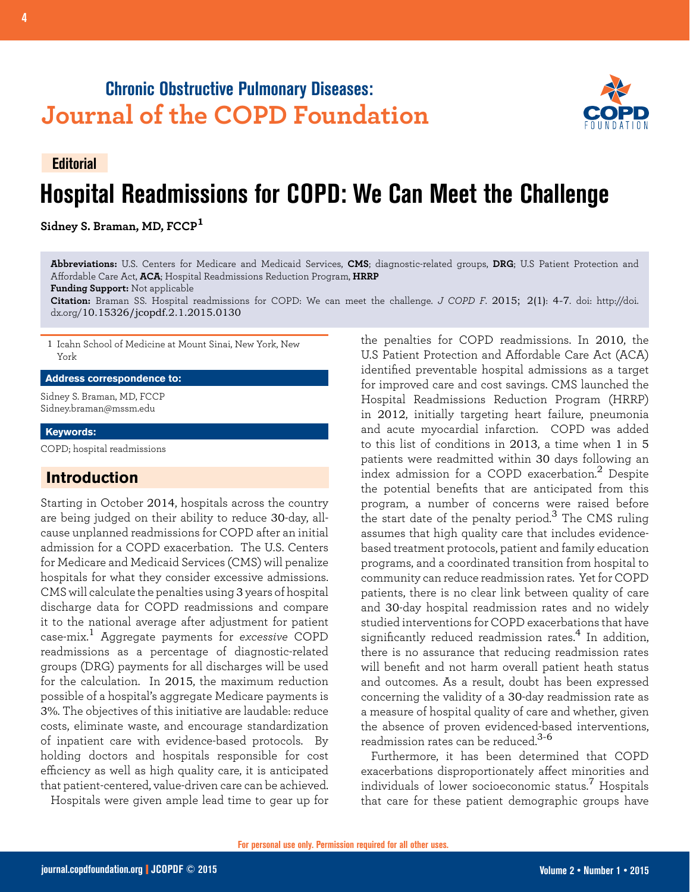**Chronic Obstructive Pulmonary Diseases:**
**Journal of the COPD Foundation**

**Editorial**

# Hospital Readmissions for COPD: We Can Meet the Challenge

**Sidney S. Braman, MD, FCCP[1]**

**Abbreviations:** U.S. Centers for Medicare and Medicaid Services, **CMS**; diagnostic-related groups, **DRG**; U.S Patient Protection and Affordable Care Act, **ACA**; Hospital Readmissions Reduction Program, **HRRP**
**Funding Support:** Not applicable
**Citation:** Braman SS. Hospital readmissions for COPD: We can meet the challenge. *J COPD F*. 2015; 2(1): 4-7. doi: http://doi.dx.org/10.15326/jcopdf.2.1.2015.0130

1 Icahn School of Medicine at Mount Sinai, New York, New York

**Address correspondence to:**

Sidney S. Braman, MD, FCCP
Sidney.braman@mssm.edu

**Keywords:**

COPD; hospital readmissions

## Introduction

Starting in October 2014, hospitals across the country are being judged on their ability to reduce 30-day, all-cause unplanned readmissions for COPD after an initial admission for a COPD exacerbation. The U.S. Centers for Medicare and Medicaid Services (CMS) will penalize hospitals for what they consider excessive admissions. CMS will calculate the penalties using 3 years of hospital discharge data for COPD readmissions and compare it to the national average after adjustment for patient case-mix.[1] Aggregate payments for *excessive* COPD readmissions as a percentage of diagnostic-related groups (DRG) payments for all discharges will be used for the calculation. In 2015, the maximum reduction possible of a hospital's aggregate Medicare payments is 3%. The objectives of this initiative are laudable: reduce costs, eliminate waste, and encourage standardization of inpatient care with evidence-based protocols. By holding doctors and hospitals responsible for cost efficiency as well as high quality care, it is anticipated that patient-centered, value-driven care can be achieved.

Hospitals were given ample lead time to gear up for the penalties for COPD readmissions. In 2010, the U.S Patient Protection and Affordable Care Act (ACA) identified preventable hospital admissions as a target for improved care and cost savings. CMS launched the Hospital Readmissions Reduction Program (HRRP) in 2012, initially targeting heart failure, pneumonia and acute myocardial infarction. COPD was added to this list of conditions in 2013, a time when 1 in 5 patients were readmitted within 30 days following an index admission for a COPD exacerbation.[2] Despite the potential benefits that are anticipated from this program, a number of concerns were raised before the start date of the penalty period.[3] The CMS ruling assumes that high quality care that includes evidence-based treatment protocols, patient and family education programs, and a coordinated transition from hospital to community can reduce readmission rates. Yet for COPD patients, there is no clear link between quality of care and 30-day hospital readmission rates and no widely studied interventions for COPD exacerbations that have significantly reduced readmission rates.[4] In addition, there is no assurance that reducing readmission rates will benefit and not harm overall patient heath status and outcomes. As a result, doubt has been expressed concerning the validity of a 30-day readmission rate as a measure of hospital quality of care and whether, given the absence of proven evidenced-based interventions, readmission rates can be reduced.[3-6]

Furthermore, it has been determined that COPD exacerbations disproportionately affect minorities and individuals of lower socioeconomic status.[7] Hospitals that care for these patient demographic groups have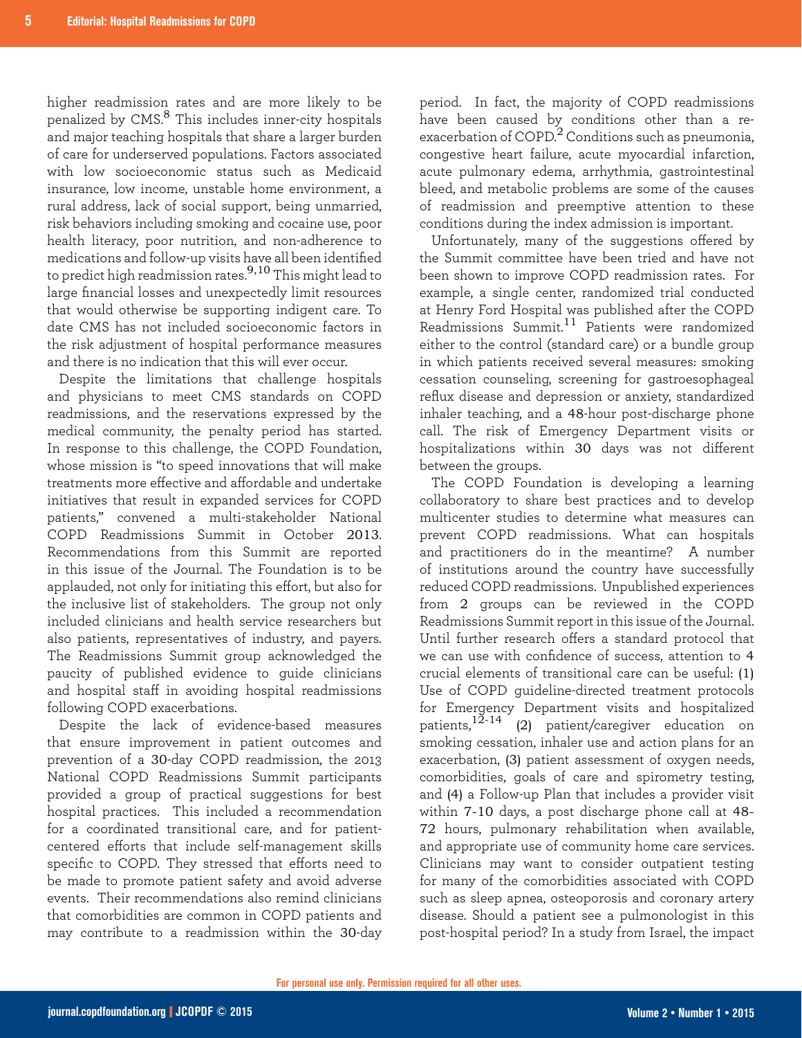higher readmission rates and are more likely to be penalized by CMS.[8] This includes inner-city hospitals and major teaching hospitals that share a larger burden of care for underserved populations. Factors associated with low socioeconomic status such as Medicaid insurance, low income, unstable home environment, a rural address, lack of social support, being unmarried, risk behaviors including smoking and cocaine use, poor health literacy, poor nutrition, and non-adherence to medications and follow-up visits have all been identified to predict high readmission rates.[9,10] This might lead to large financial losses and unexpectedly limit resources that would otherwise be supporting indigent care. To date CMS has not included socioeconomic factors in the risk adjustment of hospital performance measures and there is no indication that this will ever occur.

Despite the limitations that challenge hospitals and physicians to meet CMS standards on COPD readmissions, and the reservations expressed by the medical community, the penalty period has started. In response to this challenge, the COPD Foundation, whose mission is "to speed innovations that will make treatments more effective and affordable and undertake initiatives that result in expanded services for COPD patients," convened a multi-stakeholder National COPD Readmissions Summit in October 2013. Recommendations from this Summit are reported in this issue of the Journal. The Foundation is to be applauded, not only for initiating this effort, but also for the inclusive list of stakeholders. The group not only included clinicians and health service researchers but also patients, representatives of industry, and payers. The Readmissions Summit group acknowledged the paucity of published evidence to guide clinicians and hospital staff in avoiding hospital readmissions following COPD exacerbations.

Despite the lack of evidence-based measures that ensure improvement in patient outcomes and prevention of a 30-day COPD readmission, the 2013 National COPD Readmissions Summit participants provided a group of practical suggestions for best hospital practices. This included a recommendation for a coordinated transitional care, and for patient-centered efforts that include self-management skills specific to COPD. They stressed that efforts need to be made to promote patient safety and avoid adverse events. Their recommendations also remind clinicians that comorbidities are common in COPD patients and may contribute to a readmission within the 30-day period. In fact, the majority of COPD readmissions have been caused by conditions other than a re-exacerbation of COPD.[2] Conditions such as pneumonia, congestive heart failure, acute myocardial infarction, acute pulmonary edema, arrhythmia, gastrointestinal bleed, and metabolic problems are some of the causes of readmission and preemptive attention to these conditions during the index admission is important.

Unfortunately, many of the suggestions offered by the Summit committee have been tried and have not been shown to improve COPD readmission rates. For example, a single center, randomized trial conducted at Henry Ford Hospital was published after the COPD Readmissions Summit.[11] Patients were randomized either to the control (standard care) or a bundle group in which patients received several measures: smoking cessation counseling, screening for gastroesophageal reflux disease and depression or anxiety, standardized inhaler teaching, and a 48-hour post-discharge phone call. The risk of Emergency Department visits or hospitalizations within 30 days was not different between the groups.

The COPD Foundation is developing a learning collaboratory to share best practices and to develop multicenter studies to determine what measures can prevent COPD readmissions. What can hospitals and practitioners do in the meantime? A number of institutions around the country have successfully reduced COPD readmissions. Unpublished experiences from 2 groups can be reviewed in the COPD Readmissions Summit report in this issue of the Journal. Until further research offers a standard protocol that we can use with confidence of success, attention to 4 crucial elements of transitional care can be useful: (1) Use of COPD guideline-directed treatment protocols for Emergency Department visits and hospitalized patients,[12-14] (2) patient/caregiver education on smoking cessation, inhaler use and action plans for an exacerbation, (3) patient assessment of oxygen needs, comorbidities, goals of care and spirometry testing, and (4) a Follow-up Plan that includes a provider visit within 7-10 days, a post discharge phone call at 48-72 hours, pulmonary rehabilitation when available, and appropriate use of community home care services. Clinicians may want to consider outpatient testing for many of the comorbidities associated with COPD such as sleep apnea, osteoporosis and coronary artery disease. Should a patient see a pulmonologist in this post-hospital period? In a study from Israel, the impact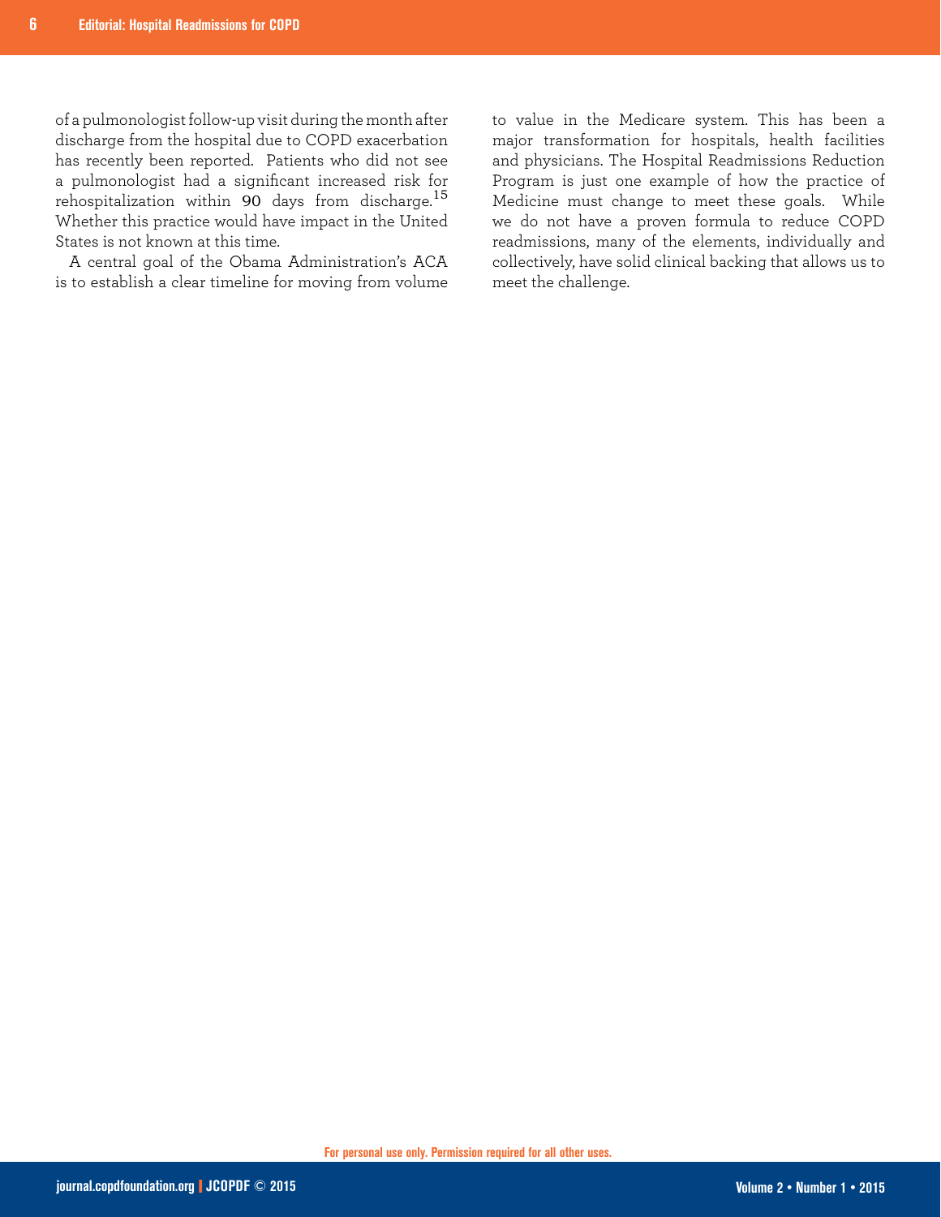of a pulmonologist follow-up visit during the month after discharge from the hospital due to COPD exacerbation has recently been reported. Patients who did not see a pulmonologist had a significant increased risk for rehospitalization within 90 days from discharge.[15] Whether this practice would have impact in the United States is not known at this time.

A central goal of the Obama Administration's ACA is to establish a clear timeline for moving from volume to value in the Medicare system. This has been a major transformation for hospitals, health facilities and physicians. The Hospital Readmissions Reduction Program is just one example of how the practice of Medicine must change to meet these goals. While we do not have a proven formula to reduce COPD readmissions, many of the elements, individually and collectively, have solid clinical backing that allows us to meet the challenge.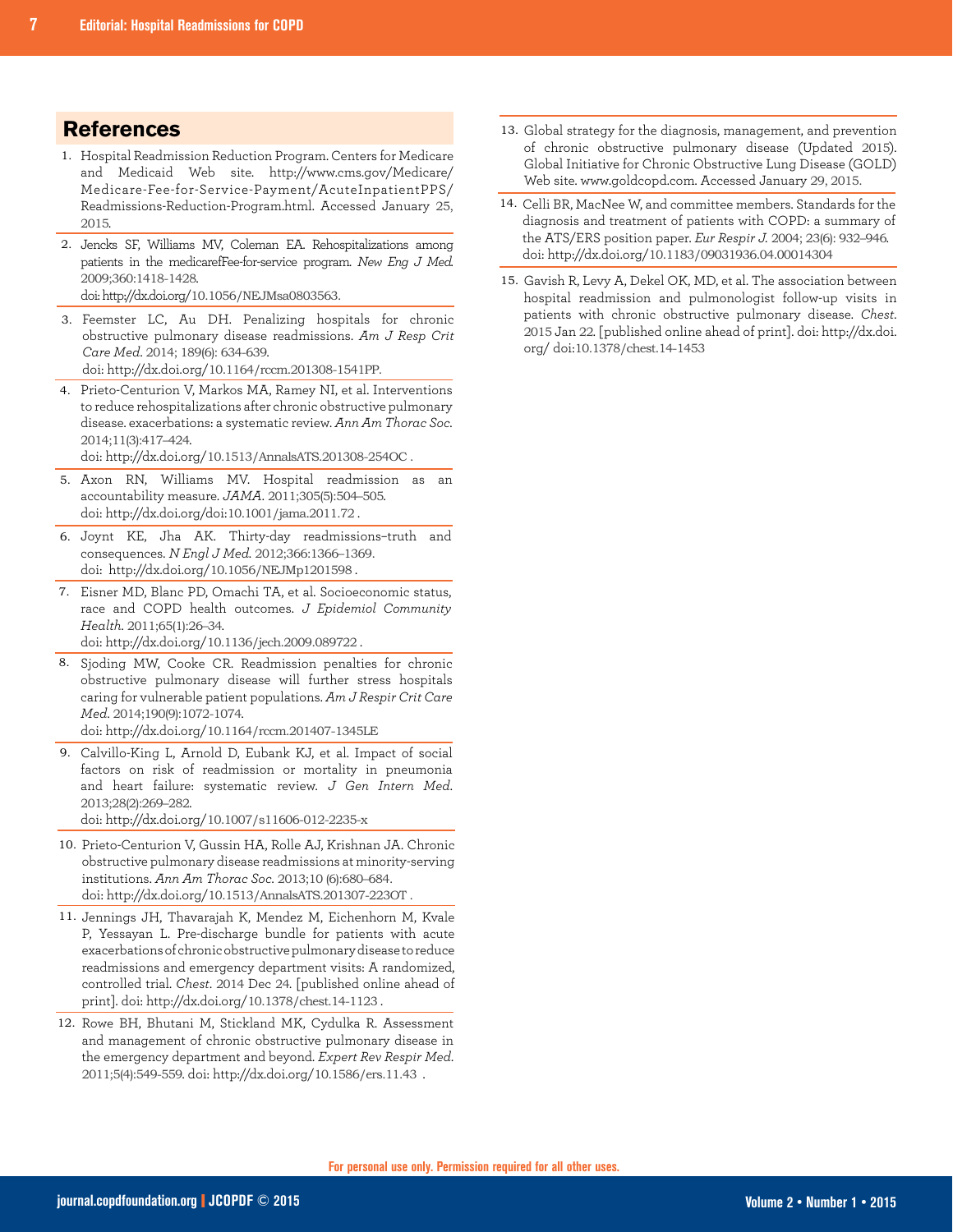## References

1. Hospital Readmission Reduction Program. Centers for Medicare and Medicaid Web site. http://www.cms.gov/Medicare/Medicare-Fee-for-Service-Payment/AcuteInpatientPPS/Readmissions-Reduction-Program.html. Accessed January 25, 2015.
2. Jencks SF, Williams MV, Coleman EA. Rehospitalizations among patients in the medicarefFee-for-service program. *New Eng J Med*. 2009;360:1418-1428.
   doi: http://dx.doi.org/10.1056/NEJMsa0803563.
3. Feemster LC, Au DH. Penalizing hospitals for chronic obstructive pulmonary disease readmissions. *Am J Resp Crit Care Med*. 2014; 189(6): 634-639.
   doi: http://dx.doi.org/10.1164/rccm.201308-1541PP.
4. Prieto-Centurion V, Markos MA, Ramey NI, et al. Interventions to reduce rehospitalizations after chronic obstructive pulmonary disease. exacerbations: a systematic review. *Ann Am Thorac Soc*. 2014;11(3):417–424.
   doi: http://dx.doi.org/10.1513/AnnalsATS.201308-254OC .
5. Axon RN, Williams MV. Hospital readmission as an accountability measure. *JAMA*. 2011;305(5):504–505.
   doi: http://dx.doi.org/doi:10.1001/jama.2011.72 .
6. Joynt KE, Jha AK. Thirty-day readmissions–truth and consequences. *N Engl J Med*. 2012;366:1366–1369.
   doi: http://dx.doi.org/10.1056/NEJMp1201598 .
7. Eisner MD, Blanc PD, Omachi TA, et al. Socioeconomic status, race and COPD health outcomes. *J Epidemiol Community Health*. 2011;65(1):26–34.
   doi: http://dx.doi.org/10.1136/jech.2009.089722 .
8. Sjoding MW, Cooke CR. Readmission penalties for chronic obstructive pulmonary disease will further stress hospitals caring for vulnerable patient populations. *Am J Respir Crit Care Med*. 2014;190(9):1072-1074.
   doi: http://dx.doi.org/10.1164/rccm.201407-1345LE
9. Calvillo-King L, Arnold D, Eubank KJ, et al. Impact of social factors on risk of readmission or mortality in pneumonia and heart failure: systematic review. *J Gen Intern Med*. 2013;28(2):269–282.
   doi: http://dx.doi.org/10.1007/s11606-012-2235-x
10. Prieto-Centurion V, Gussin HA, Rolle AJ, Krishnan JA. Chronic obstructive pulmonary disease readmissions at minority-serving institutions. *Ann Am Thorac Soc*. 2013;10 (6):680–684.
    doi: http://dx.doi.org/10.1513/AnnalsATS.201307-223OT .
11. Jennings JH, Thavarajah K, Mendez M, Eichenhorn M, Kvale P, Yessayan L. Pre-discharge bundle for patients with acute exacerbations of chronic obstructive pulmonary disease to reduce readmissions and emergency department visits: A randomized, controlled trial. *Chest*. 2014 Dec 24. [published online ahead of print]. doi: http://dx.doi.org/10.1378/chest.14-1123 .
12. Rowe BH, Bhutani M, Stickland MK, Cydulka R. Assessment and management of chronic obstructive pulmonary disease in the emergency department and beyond. *Expert Rev Respir Med*. 2011;5(4):549-559. doi: http://dx.doi.org/10.1586/ers.11.43 .
13. Global strategy for the diagnosis, management, and prevention of chronic obstructive pulmonary disease (Updated 2015). Global Initiative for Chronic Obstructive Lung Disease (GOLD) Web site. www.goldcopd.com. Accessed January 29, 2015.
14. Celli BR, MacNee W, and committee members. Standards for the diagnosis and treatment of patients with COPD: a summary of the ATS/ERS position paper. *Eur Respir J*. 2004; 23(6): 932–946.
    doi: http://dx.doi.org/10.1183/09031936.04.00014304
15. Gavish R, Levy A, Dekel OK, MD, et al. The association between hospital readmission and pulmonologist follow-up visits in patients with chronic obstructive pulmonary disease. *Chest*. 2015 Jan 22. [published online ahead of print]. doi: http://dx.doi.org/ doi:10.1378/chest.14-1453

For personal use only. Permission required for all other uses.